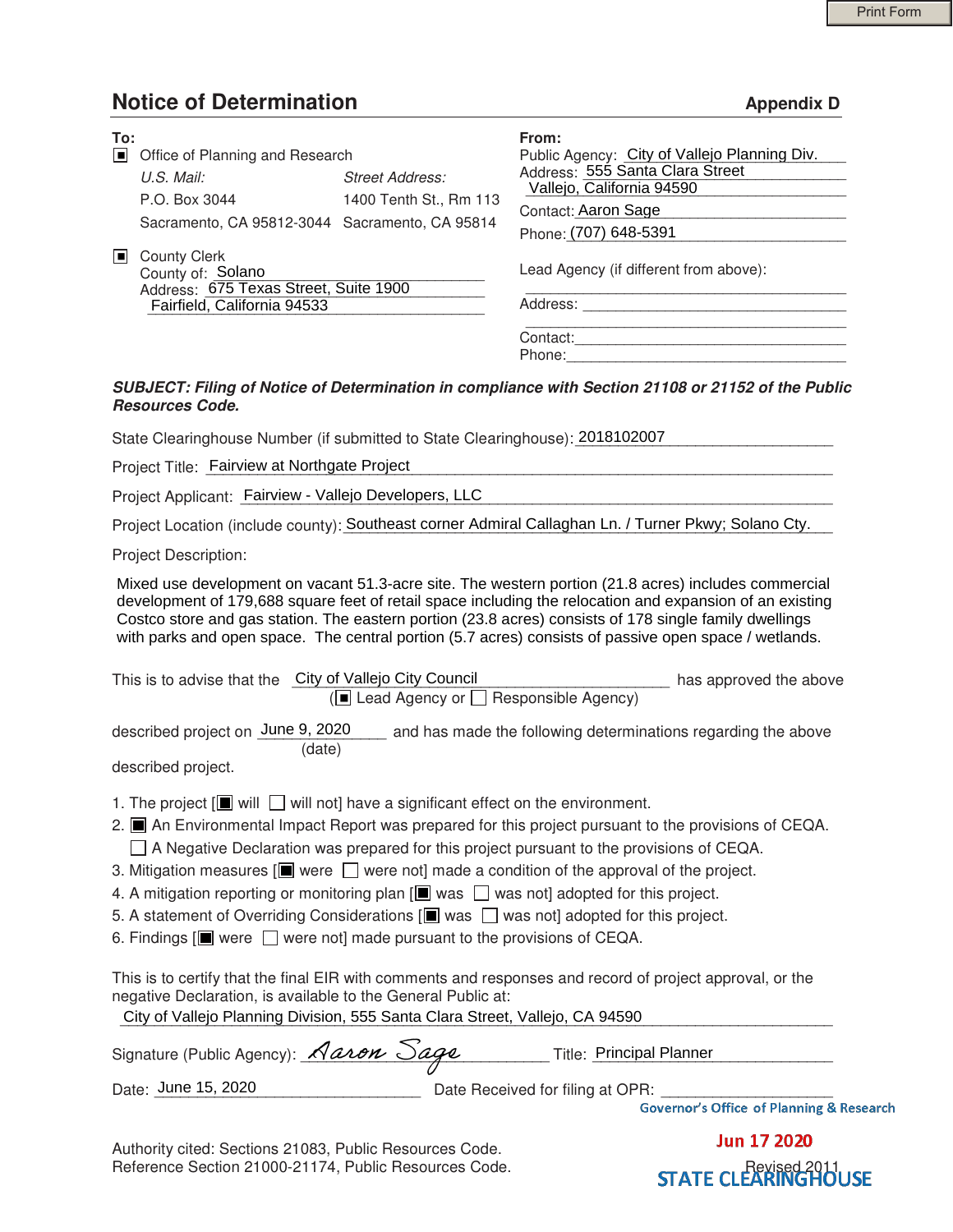# Notice of Determination

**Appendix D**

**To:**

- [■] Office of Planning and Research

  *U.S. Mail:* P.O. Box 3044, Sacramento, CA 95812-3044

  *Street Address:* 1400 Tenth St., Rm 113, Sacramento, CA 95814

- [■] County Clerk
  County of: Solano
  Address: 675 Texas Street, Suite 1900
  Fairfield, California 94533

**From:**

Public Agency: City of Vallejo Planning Div.
Address: 555 Santa Clara Street
Vallejo, California 94590
Contact: Aaron Sage
Phone: (707) 648-5391

Lead Agency (if different from above):

Address:

Contact:
Phone:

***SUBJECT: Filing of Notice of Determination in compliance with Section 21108 or 21152 of the Public Resources Code.***

State Clearinghouse Number (if submitted to State Clearinghouse): 2018102007

Project Title: Fairview at Northgate Project

Project Applicant: Fairview - Vallejo Developers, LLC

Project Location (include county): Southeast corner Admiral Callaghan Ln. / Turner Pkwy; Solano Cty.

Project Description:

Mixed use development on vacant 51.3-acre site. The western portion (21.8 acres) includes commercial development of 179,688 square feet of retail space including the relocation and expansion of an existing Costco store and gas station. The eastern portion (23.8 acres) consists of 178 single family dwellings with parks and open space. The central portion (5.7 acres) consists of passive open space / wetlands.

This is to advise that the City of Vallejo City Council has approved the above
([■] Lead Agency or [ ] Responsible Agency)

described project on June 9, 2020 (date) and has made the following determinations regarding the above described project.

1. The project [■ will [ ] will not] have a significant effect on the environment.
2. [■] An Environmental Impact Report was prepared for this project pursuant to the provisions of CEQA.
   [ ] A Negative Declaration was prepared for this project pursuant to the provisions of CEQA.
3. Mitigation measures [■ were [ ] were not] made a condition of the approval of the project.
4. A mitigation reporting or monitoring plan [■ was [ ] was not] adopted for this project.
5. A statement of Overriding Considerations [■ was [ ] was not] adopted for this project.
6. Findings [■ were [ ] were not] made pursuant to the provisions of CEQA.

This is to certify that the final EIR with comments and responses and record of project approval, or the negative Declaration, is available to the General Public at:
City of Vallejo Planning Division, 555 Santa Clara Street, Vallejo, CA 94590

Signature (Public Agency): *Aaron Sage* Title: Principal Planner

Date: June 15, 2020 Date Received for filing at OPR:

Governor's Office of Planning & Research

Jun 17 2020

STATE CLEARINGHOUSE

Authority cited: Sections 21083, Public Resources Code.
Reference Section 21000-21174, Public Resources Code.

Revised 2011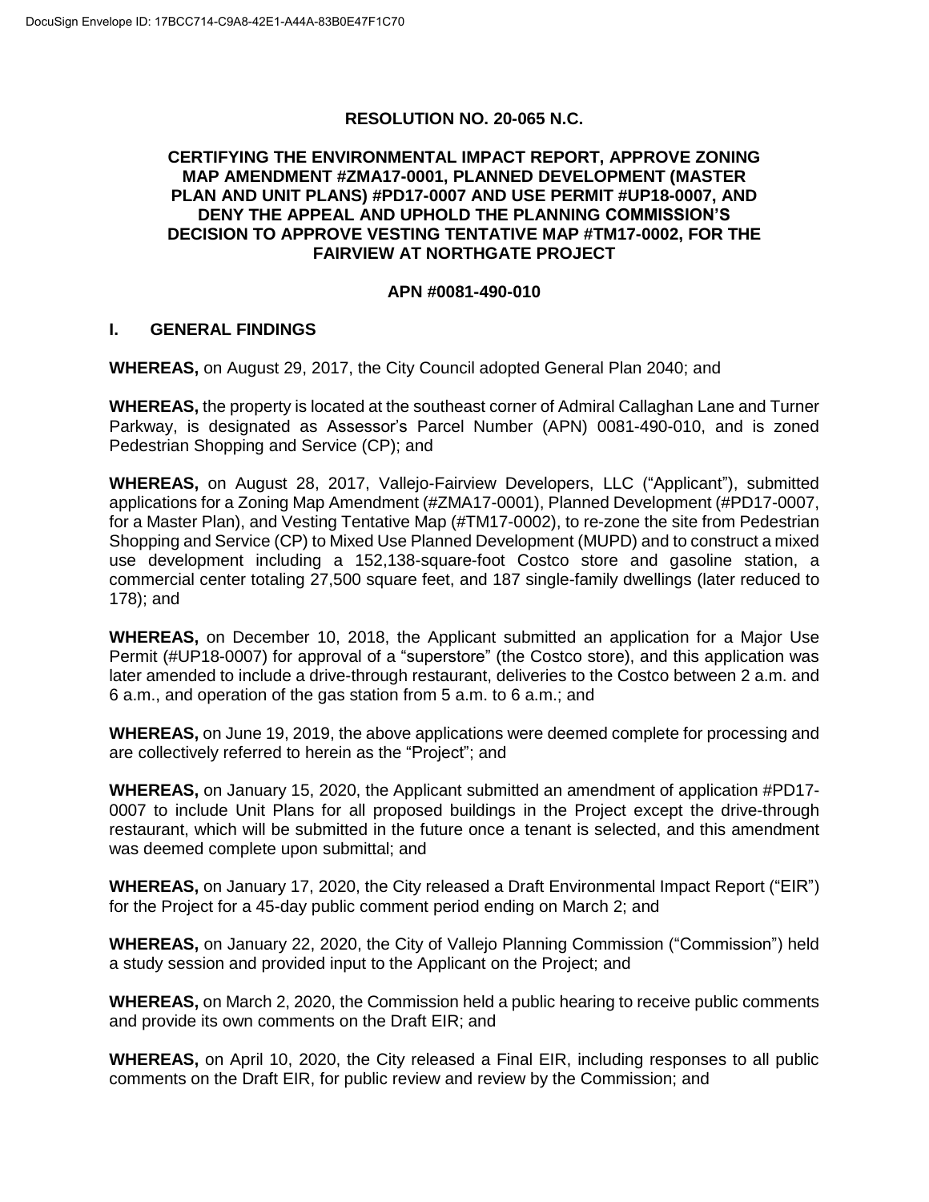**RESOLUTION NO. 20-065 N.C.**

**CERTIFYING THE ENVIRONMENTAL IMPACT REPORT, APPROVE ZONING MAP AMENDMENT #ZMA17-0001, PLANNED DEVELOPMENT (MASTER PLAN AND UNIT PLANS) #PD17-0007 AND USE PERMIT #UP18-0007, AND DENY THE APPEAL AND UPHOLD THE PLANNING COMMISSION'S DECISION TO APPROVE VESTING TENTATIVE MAP #TM17-0002, FOR THE FAIRVIEW AT NORTHGATE PROJECT**

**APN #0081-490-010**

## I. GENERAL FINDINGS

**WHEREAS,** on August 29, 2017, the City Council adopted General Plan 2040; and

**WHEREAS,** the property is located at the southeast corner of Admiral Callaghan Lane and Turner Parkway, is designated as Assessor's Parcel Number (APN) 0081-490-010, and is zoned Pedestrian Shopping and Service (CP); and

**WHEREAS,** on August 28, 2017, Vallejo-Fairview Developers, LLC ("Applicant"), submitted applications for a Zoning Map Amendment (#ZMA17-0001), Planned Development (#PD17-0007, for a Master Plan), and Vesting Tentative Map (#TM17-0002), to re-zone the site from Pedestrian Shopping and Service (CP) to Mixed Use Planned Development (MUPD) and to construct a mixed use development including a 152,138-square-foot Costco store and gasoline station, a commercial center totaling 27,500 square feet, and 187 single-family dwellings (later reduced to 178); and

**WHEREAS,** on December 10, 2018, the Applicant submitted an application for a Major Use Permit (#UP18-0007) for approval of a "superstore" (the Costco store), and this application was later amended to include a drive-through restaurant, deliveries to the Costco between 2 a.m. and 6 a.m., and operation of the gas station from 5 a.m. to 6 a.m.; and

**WHEREAS,** on June 19, 2019, the above applications were deemed complete for processing and are collectively referred to herein as the "Project"; and

**WHEREAS,** on January 15, 2020, the Applicant submitted an amendment of application #PD17-0007 to include Unit Plans for all proposed buildings in the Project except the drive-through restaurant, which will be submitted in the future once a tenant is selected, and this amendment was deemed complete upon submittal; and

**WHEREAS,** on January 17, 2020, the City released a Draft Environmental Impact Report ("EIR") for the Project for a 45-day public comment period ending on March 2; and

**WHEREAS,** on January 22, 2020, the City of Vallejo Planning Commission ("Commission") held a study session and provided input to the Applicant on the Project; and

**WHEREAS,** on March 2, 2020, the Commission held a public hearing to receive public comments and provide its own comments on the Draft EIR; and

**WHEREAS,** on April 10, 2020, the City released a Final EIR, including responses to all public comments on the Draft EIR, for public review and review by the Commission; and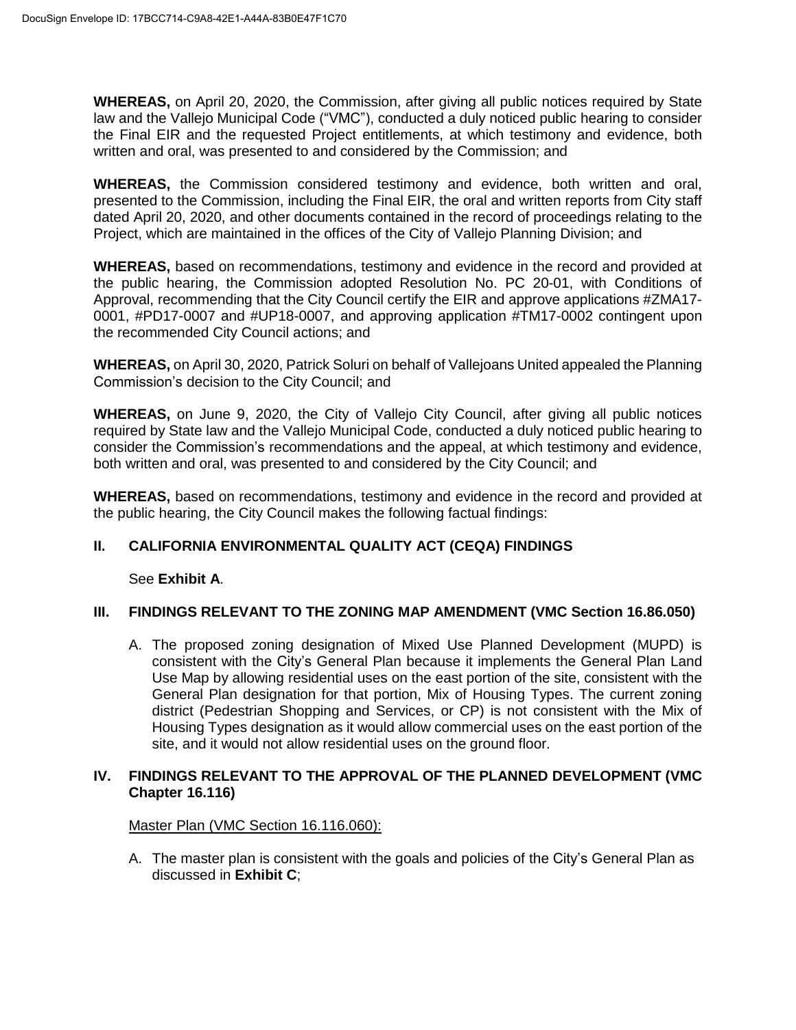**WHEREAS,** on April 20, 2020, the Commission, after giving all public notices required by State law and the Vallejo Municipal Code ("VMC"), conducted a duly noticed public hearing to consider the Final EIR and the requested Project entitlements, at which testimony and evidence, both written and oral, was presented to and considered by the Commission; and

**WHEREAS,** the Commission considered testimony and evidence, both written and oral, presented to the Commission, including the Final EIR, the oral and written reports from City staff dated April 20, 2020, and other documents contained in the record of proceedings relating to the Project, which are maintained in the offices of the City of Vallejo Planning Division; and

**WHEREAS,** based on recommendations, testimony and evidence in the record and provided at the public hearing, the Commission adopted Resolution No. PC 20-01, with Conditions of Approval, recommending that the City Council certify the EIR and approve applications #ZMA17-0001, #PD17-0007 and #UP18-0007, and approving application #TM17-0002 contingent upon the recommended City Council actions; and

**WHEREAS,** on April 30, 2020, Patrick Soluri on behalf of Vallejoans United appealed the Planning Commission's decision to the City Council; and

**WHEREAS,** on June 9, 2020, the City of Vallejo City Council, after giving all public notices required by State law and the Vallejo Municipal Code, conducted a duly noticed public hearing to consider the Commission's recommendations and the appeal, at which testimony and evidence, both written and oral, was presented to and considered by the City Council; and

**WHEREAS,** based on recommendations, testimony and evidence in the record and provided at the public hearing, the City Council makes the following factual findings:

## II. CALIFORNIA ENVIRONMENTAL QUALITY ACT (CEQA) FINDINGS

See **Exhibit A**.

## III. FINDINGS RELEVANT TO THE ZONING MAP AMENDMENT (VMC Section 16.86.050)

A. The proposed zoning designation of Mixed Use Planned Development (MUPD) is consistent with the City's General Plan because it implements the General Plan Land Use Map by allowing residential uses on the east portion of the site, consistent with the General Plan designation for that portion, Mix of Housing Types. The current zoning district (Pedestrian Shopping and Services, or CP) is not consistent with the Mix of Housing Types designation as it would allow commercial uses on the east portion of the site, and it would not allow residential uses on the ground floor.

## IV. FINDINGS RELEVANT TO THE APPROVAL OF THE PLANNED DEVELOPMENT (VMC Chapter 16.116)

Master Plan (VMC Section 16.116.060):

A. The master plan is consistent with the goals and policies of the City's General Plan as discussed in **Exhibit C**;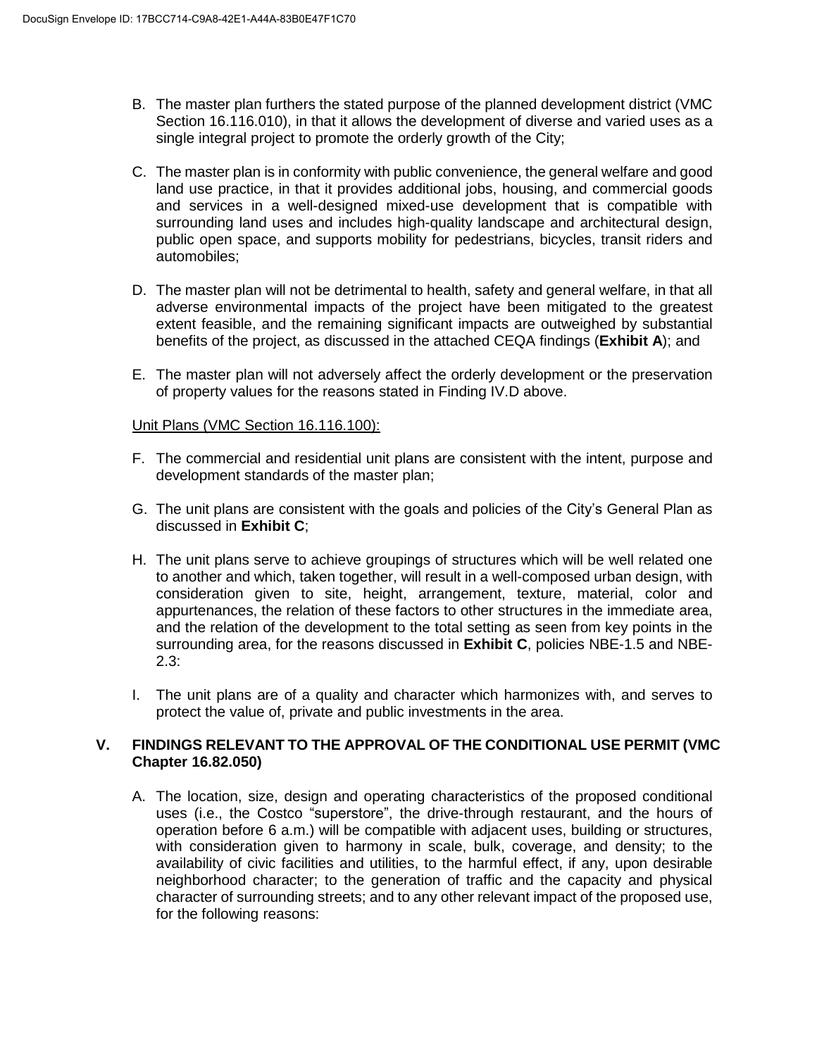B. The master plan furthers the stated purpose of the planned development district (VMC Section 16.116.010), in that it allows the development of diverse and varied uses as a single integral project to promote the orderly growth of the City;

C. The master plan is in conformity with public convenience, the general welfare and good land use practice, in that it provides additional jobs, housing, and commercial goods and services in a well-designed mixed-use development that is compatible with surrounding land uses and includes high-quality landscape and architectural design, public open space, and supports mobility for pedestrians, bicycles, transit riders and automobiles;

D. The master plan will not be detrimental to health, safety and general welfare, in that all adverse environmental impacts of the project have been mitigated to the greatest extent feasible, and the remaining significant impacts are outweighed by substantial benefits of the project, as discussed in the attached CEQA findings (**Exhibit A**); and

E. The master plan will not adversely affect the orderly development or the preservation of property values for the reasons stated in Finding IV.D above.

Unit Plans (VMC Section 16.116.100):

F. The commercial and residential unit plans are consistent with the intent, purpose and development standards of the master plan;

G. The unit plans are consistent with the goals and policies of the City's General Plan as discussed in **Exhibit C**;

H. The unit plans serve to achieve groupings of structures which will be well related one to another and which, taken together, will result in a well-composed urban design, with consideration given to site, height, arrangement, texture, material, color and appurtenances, the relation of these factors to other structures in the immediate area, and the relation of the development to the total setting as seen from key points in the surrounding area, for the reasons discussed in **Exhibit C**, policies NBE-1.5 and NBE-2.3:

I. The unit plans are of a quality and character which harmonizes with, and serves to protect the value of, private and public investments in the area.

## V. FINDINGS RELEVANT TO THE APPROVAL OF THE CONDITIONAL USE PERMIT (VMC Chapter 16.82.050)

A. The location, size, design and operating characteristics of the proposed conditional uses (i.e., the Costco "superstore", the drive-through restaurant, and the hours of operation before 6 a.m.) will be compatible with adjacent uses, building or structures, with consideration given to harmony in scale, bulk, coverage, and density; to the availability of civic facilities and utilities, to the harmful effect, if any, upon desirable neighborhood character; to the generation of traffic and the capacity and physical character of surrounding streets; and to any other relevant impact of the proposed use, for the following reasons: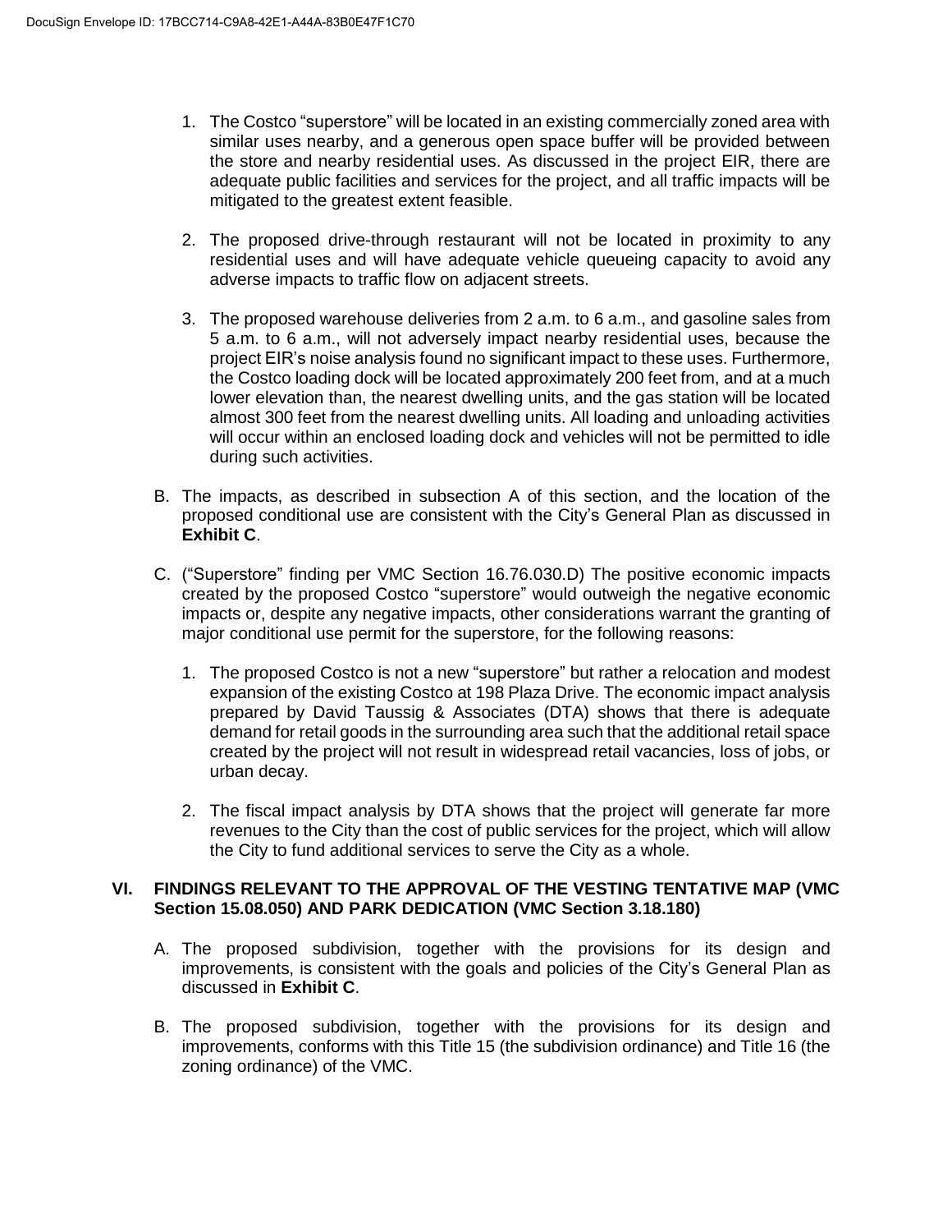1. The Costco "superstore" will be located in an existing commercially zoned area with similar uses nearby, and a generous open space buffer will be provided between the store and nearby residential uses. As discussed in the project EIR, there are adequate public facilities and services for the project, and all traffic impacts will be mitigated to the greatest extent feasible.

2. The proposed drive-through restaurant will not be located in proximity to any residential uses and will have adequate vehicle queueing capacity to avoid any adverse impacts to traffic flow on adjacent streets.

3. The proposed warehouse deliveries from 2 a.m. to 6 a.m., and gasoline sales from 5 a.m. to 6 a.m., will not adversely impact nearby residential uses, because the project EIR's noise analysis found no significant impact to these uses. Furthermore, the Costco loading dock will be located approximately 200 feet from, and at a much lower elevation than, the nearest dwelling units, and the gas station will be located almost 300 feet from the nearest dwelling units. All loading and unloading activities will occur within an enclosed loading dock and vehicles will not be permitted to idle during such activities.

B. The impacts, as described in subsection A of this section, and the location of the proposed conditional use are consistent with the City's General Plan as discussed in **Exhibit C**.

C. ("Superstore" finding per VMC Section 16.76.030.D) The positive economic impacts created by the proposed Costco "superstore" would outweigh the negative economic impacts or, despite any negative impacts, other considerations warrant the granting of major conditional use permit for the superstore, for the following reasons:

   1. The proposed Costco is not a new "superstore" but rather a relocation and modest expansion of the existing Costco at 198 Plaza Drive. The economic impact analysis prepared by David Taussig & Associates (DTA) shows that there is adequate demand for retail goods in the surrounding area such that the additional retail space created by the project will not result in widespread retail vacancies, loss of jobs, or urban decay.

   2. The fiscal impact analysis by DTA shows that the project will generate far more revenues to the City than the cost of public services for the project, which will allow the City to fund additional services to serve the City as a whole.

## VI. FINDINGS RELEVANT TO THE APPROVAL OF THE VESTING TENTATIVE MAP (VMC Section 15.08.050) AND PARK DEDICATION (VMC Section 3.18.180)

A. The proposed subdivision, together with the provisions for its design and improvements, is consistent with the goals and policies of the City's General Plan as discussed in **Exhibit C**.

B. The proposed subdivision, together with the provisions for its design and improvements, conforms with this Title 15 (the subdivision ordinance) and Title 16 (the zoning ordinance) of the VMC.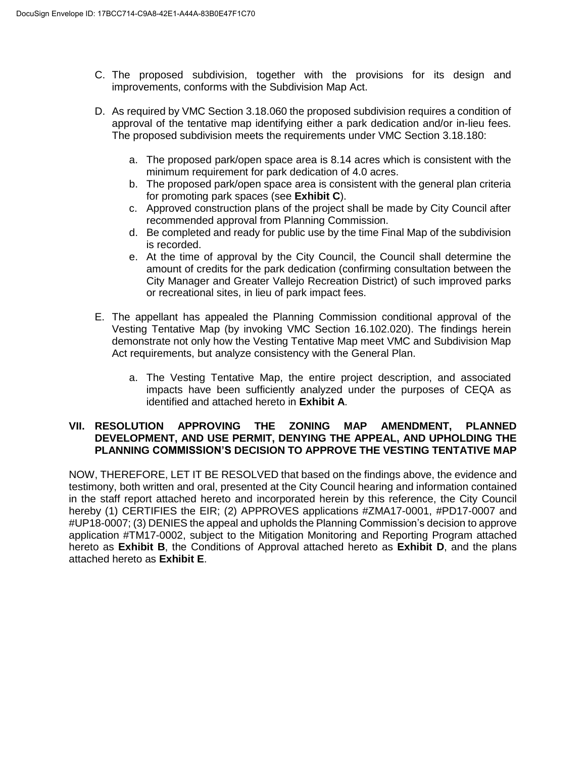C. The proposed subdivision, together with the provisions for its design and improvements, conforms with the Subdivision Map Act.

D. As required by VMC Section 3.18.060 the proposed subdivision requires a condition of approval of the tentative map identifying either a park dedication and/or in-lieu fees. The proposed subdivision meets the requirements under VMC Section 3.18.180:

   a. The proposed park/open space area is 8.14 acres which is consistent with the minimum requirement for park dedication of 4.0 acres.
   b. The proposed park/open space area is consistent with the general plan criteria for promoting park spaces (see **Exhibit C**).
   c. Approved construction plans of the project shall be made by City Council after recommended approval from Planning Commission.
   d. Be completed and ready for public use by the time Final Map of the subdivision is recorded.
   e. At the time of approval by the City Council, the Council shall determine the amount of credits for the park dedication (confirming consultation between the City Manager and Greater Vallejo Recreation District) of such improved parks or recreational sites, in lieu of park impact fees.

E. The appellant has appealed the Planning Commission conditional approval of the Vesting Tentative Map (by invoking VMC Section 16.102.020). The findings herein demonstrate not only how the Vesting Tentative Map meet VMC and Subdivision Map Act requirements, but analyze consistency with the General Plan.

   a. The Vesting Tentative Map, the entire project description, and associated impacts have been sufficiently analyzed under the purposes of CEQA as identified and attached hereto in **Exhibit A**.

## VII. RESOLUTION APPROVING THE ZONING MAP AMENDMENT, PLANNED DEVELOPMENT, AND USE PERMIT, DENYING THE APPEAL, AND UPHOLDING THE PLANNING COMMISSION'S DECISION TO APPROVE THE VESTING TENTATIVE MAP

NOW, THEREFORE, LET IT BE RESOLVED that based on the findings above, the evidence and testimony, both written and oral, presented at the City Council hearing and information contained in the staff report attached hereto and incorporated herein by this reference, the City Council hereby (1) CERTIFIES the EIR; (2) APPROVES applications #ZMA17-0001, #PD17-0007 and #UP18-0007; (3) DENIES the appeal and upholds the Planning Commission's decision to approve application #TM17-0002, subject to the Mitigation Monitoring and Reporting Program attached hereto as **Exhibit B**, the Conditions of Approval attached hereto as **Exhibit D**, and the plans attached hereto as **Exhibit E**.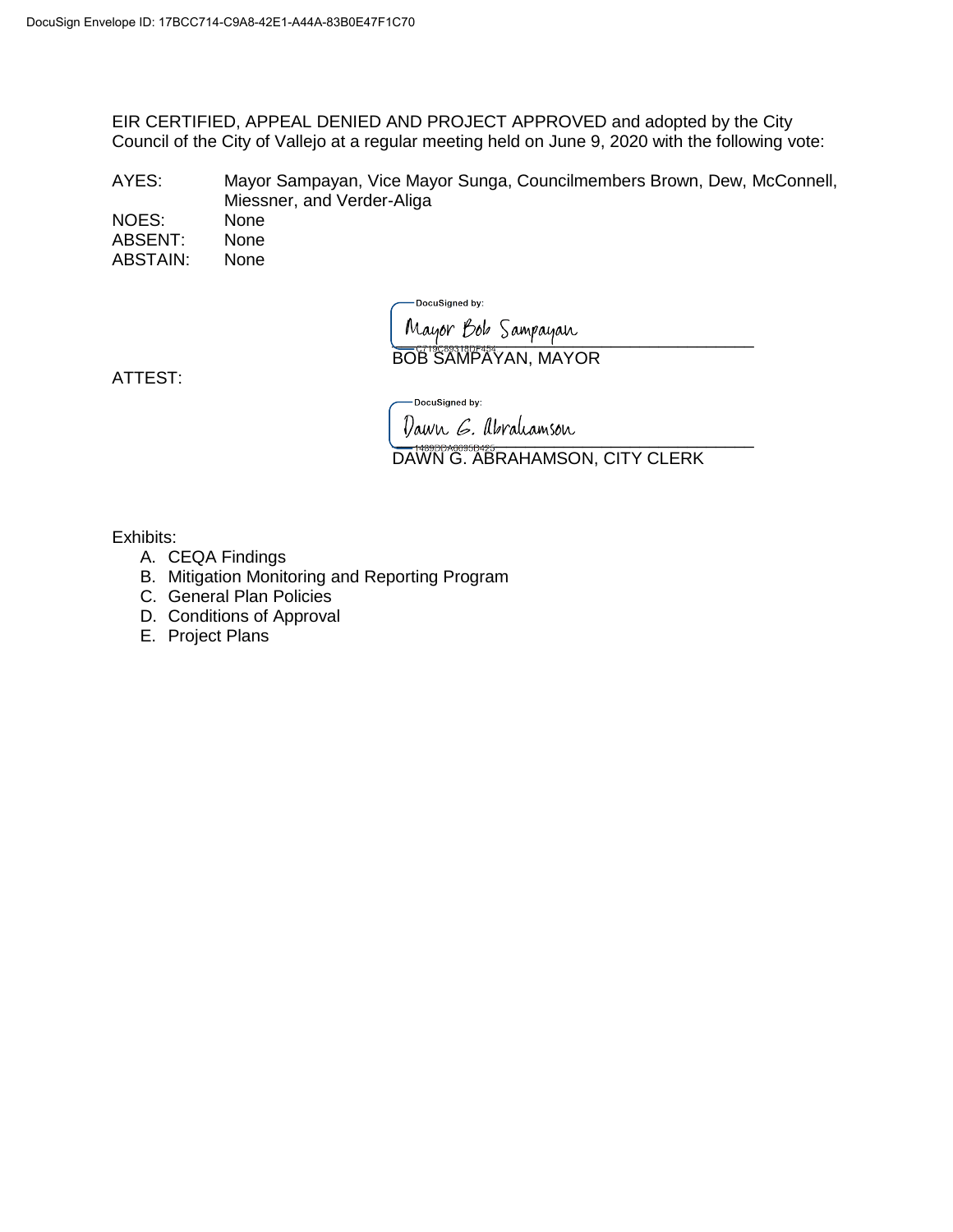EIR CERTIFIED, APPEAL DENIED AND PROJECT APPROVED and adopted by the City Council of the City of Vallejo at a regular meeting held on June 9, 2020 with the following vote:

| | |
|---|---|
| AYES: | Mayor Sampayan, Vice Mayor Sunga, Councilmembers Brown, Dew, McConnell, Miessner, and Verder-Aliga |
| NOES: | None |
| ABSENT: | None |
| ABSTAIN: | None |

DocuSigned by:
Mayor Bob Sampayan
C719C69318DF454
BOB SAMPAYAN, MAYOR

ATTEST:

DocuSigned by:
Dawn G. Abrahamson
1489DDA6695B425
DAWN G. ABRAHAMSON, CITY CLERK

Exhibits:

A. CEQA Findings
B. Mitigation Monitoring and Reporting Program
C. General Plan Policies
D. Conditions of Approval
E. Project Plans